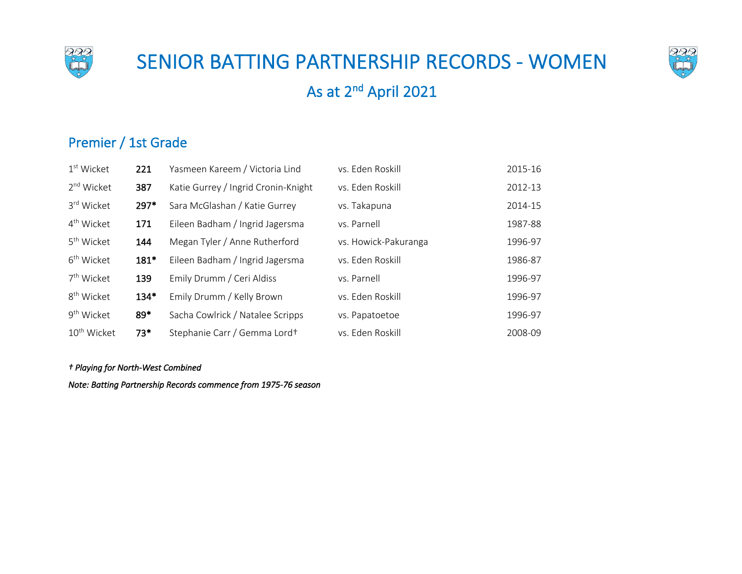# SENIOR BATTING PARTNERSHIP RECORDS - WOMEN

## As at 2nd April 2021

### Premier / 1st Grade

| Wicket | Runs | Partners | Opponent | Season |
|---|---|---|---|---|
| 1st Wicket | **221** | Yasmeen Kareem / Victoria Lind | vs. Eden Roskill | 2015-16 |
| 2nd Wicket | **387** | Katie Gurrey / Ingrid Cronin-Knight | vs. Eden Roskill | 2012-13 |
| 3rd Wicket | **297*** | Sara McGlashan / Katie Gurrey | vs. Takapuna | 2014-15 |
| 4th Wicket | **171** | Eileen Badham / Ingrid Jagersma | vs. Parnell | 1987-88 |
| 5th Wicket | **144** | Megan Tyler / Anne Rutherford | vs. Howick-Pakuranga | 1996-97 |
| 6th Wicket | **181*** | Eileen Badham / Ingrid Jagersma | vs. Eden Roskill | 1986-87 |
| 7th Wicket | **139** | Emily Drumm / Ceri Aldiss | vs. Parnell | 1996-97 |
| 8th Wicket | **134*** | Emily Drumm / Kelly Brown | vs. Eden Roskill | 1996-97 |
| 9th Wicket | **89*** | Sacha Cowlrick / Natalee Scripps | vs. Papatoetoe | 1996-97 |
| 10th Wicket | **73*** | Stephanie Carr / Gemma Lord† | vs. Eden Roskill | 2008-09 |

*† Playing for North-West Combined*

*Note: Batting Partnership Records commence from 1975-76 season*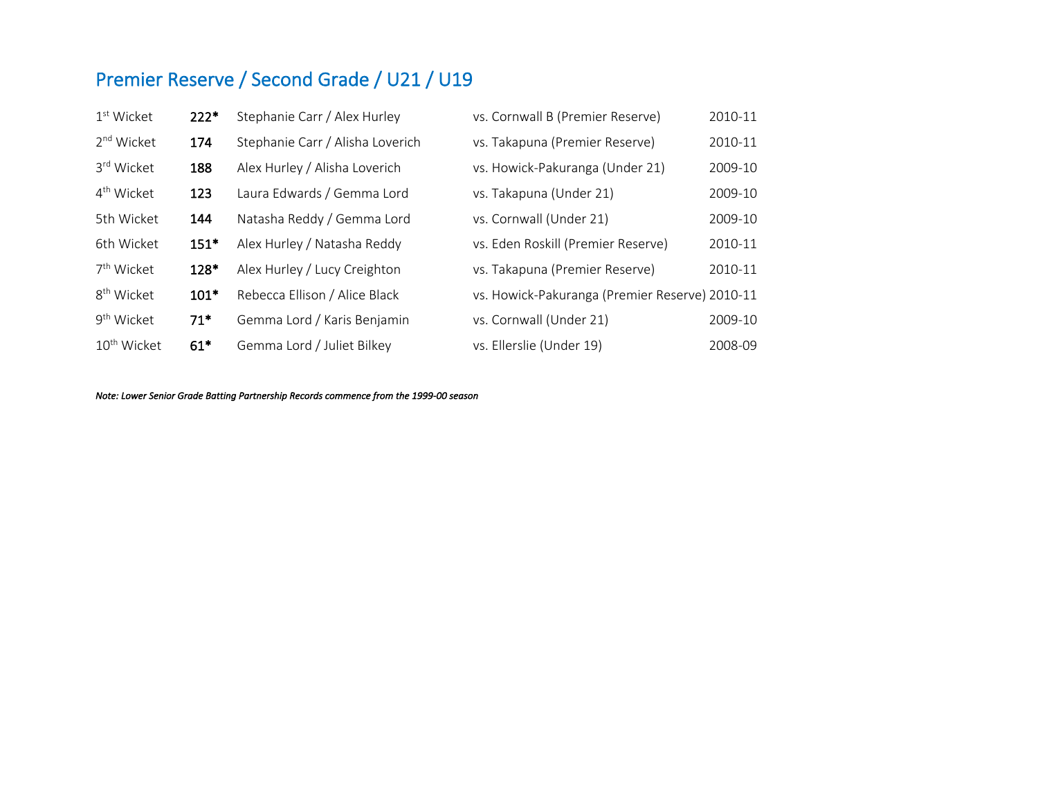## Premier Reserve / Second Grade / U21 / U19

| | | | | |
|---|---|---|---|---|
| 1st Wicket | **222*** | Stephanie Carr / Alex Hurley | vs. Cornwall B (Premier Reserve) | 2010-11 |
| 2nd Wicket | **174** | Stephanie Carr / Alisha Loverich | vs. Takapuna (Premier Reserve) | 2010-11 |
| 3rd Wicket | **188** | Alex Hurley / Alisha Loverich | vs. Howick-Pakuranga (Under 21) | 2009-10 |
| 4th Wicket | **123** | Laura Edwards / Gemma Lord | vs. Takapuna (Under 21) | 2009-10 |
| 5th Wicket | **144** | Natasha Reddy / Gemma Lord | vs. Cornwall (Under 21) | 2009-10 |
| 6th Wicket | **151*** | Alex Hurley / Natasha Reddy | vs. Eden Roskill (Premier Reserve) | 2010-11 |
| 7th Wicket | **128*** | Alex Hurley / Lucy Creighton | vs. Takapuna (Premier Reserve) | 2010-11 |
| 8th Wicket | **101*** | Rebecca Ellison / Alice Black | vs. Howick-Pakuranga (Premier Reserve) | 2010-11 |
| 9th Wicket | **71*** | Gemma Lord / Karis Benjamin | vs. Cornwall (Under 21) | 2009-10 |
| 10th Wicket | **61*** | Gemma Lord / Juliet Bilkey | vs. Ellerslie (Under 19) | 2008-09 |

***Note: Lower Senior Grade Batting Partnership Records commence from the 1999-00 season***